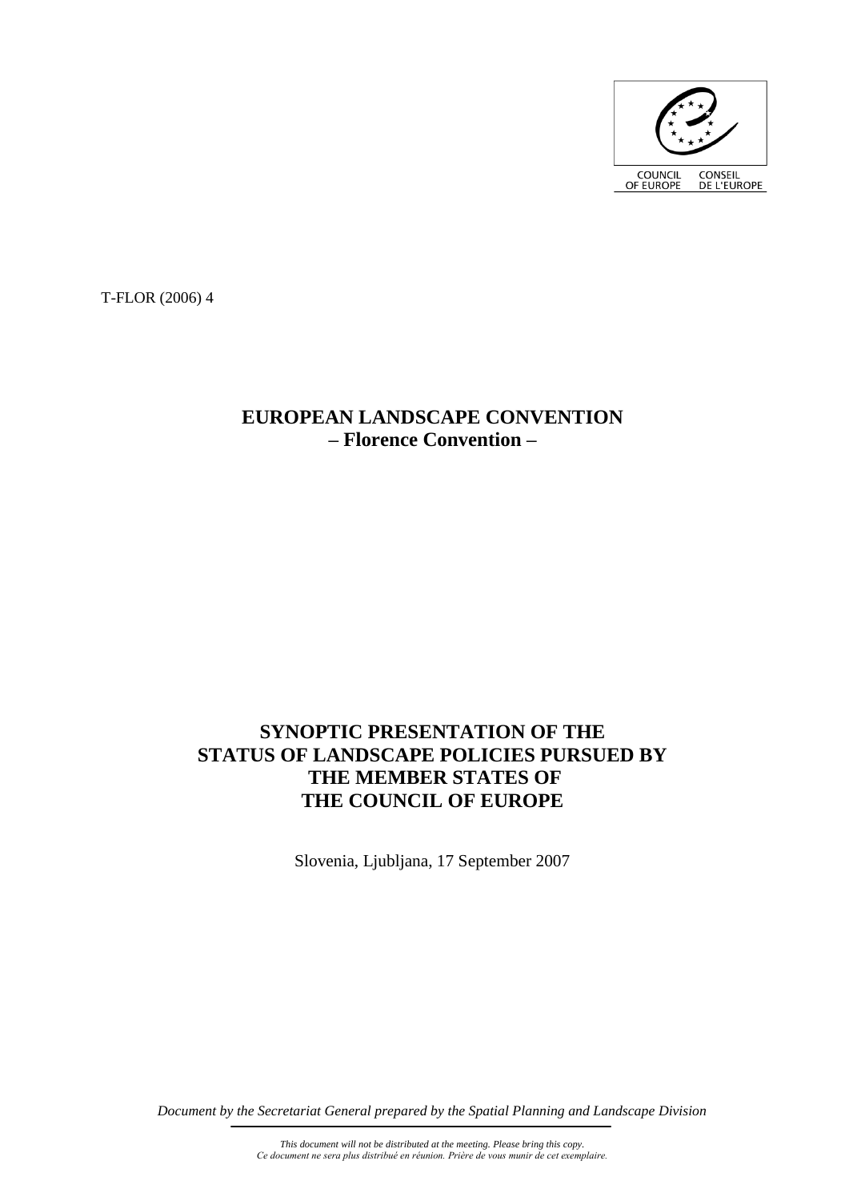COUNCIL OF EUROPE CONSEIL DE L'EUROPE

T-FLOR (2006) 4

# EUROPEAN LANDSCAPE CONVENTION
# – Florence Convention –

# SYNOPTIC PRESENTATION OF THE STATUS OF LANDSCAPE POLICIES PURSUED BY THE MEMBER STATES OF THE COUNCIL OF EUROPE

Slovenia, Ljubljana, 17 September 2007

*Document by the Secretariat General prepared by the Spatial Planning and Landscape Division*

*This document will not be distributed at the meeting. Please bring this copy.*
*Ce document ne sera plus distribué en réunion. Prière de vous munir de cet exemplaire.*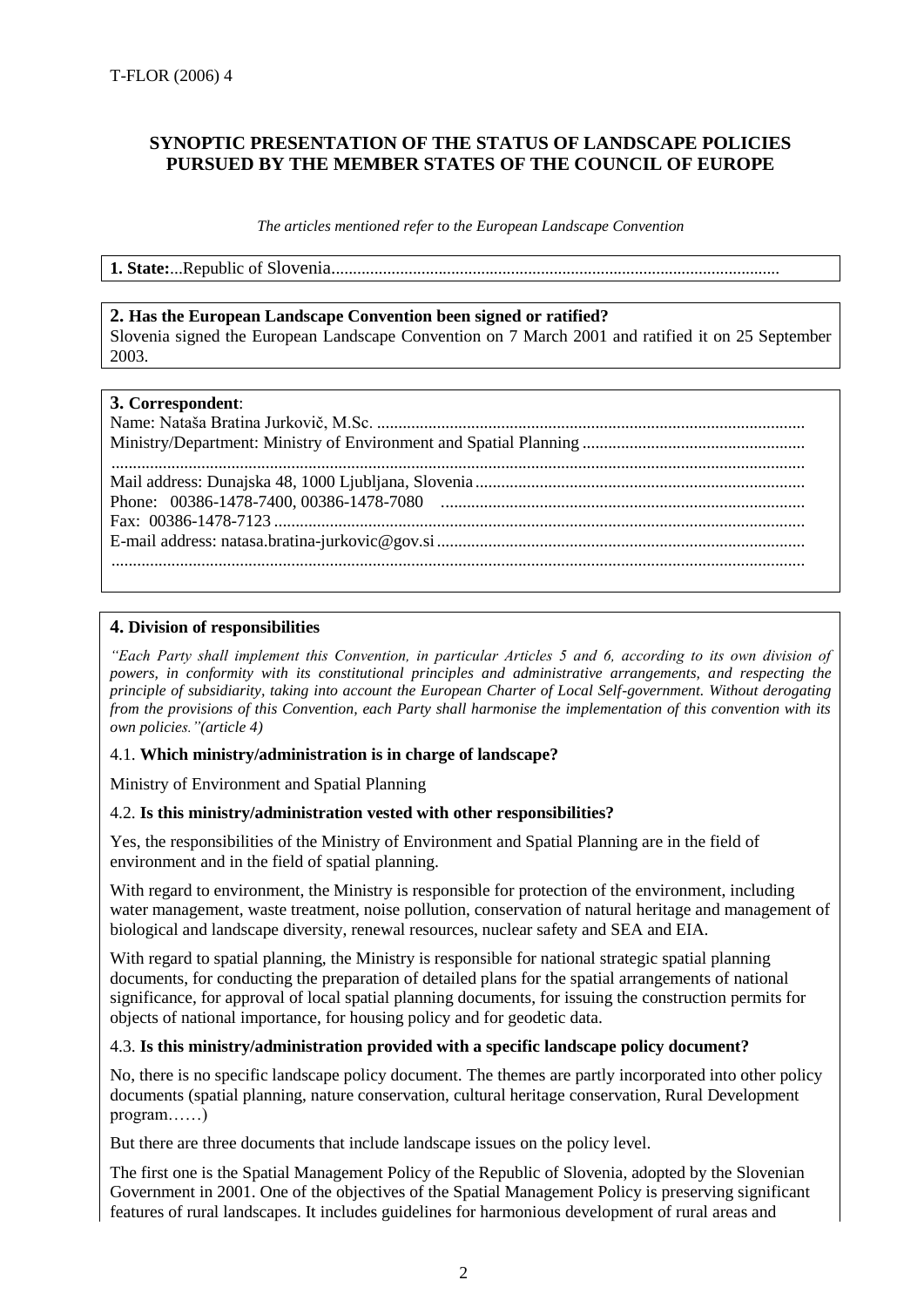T-FLOR (2006) 4

## SYNOPTIC PRESENTATION OF THE STATUS OF LANDSCAPE POLICIES PURSUED BY THE MEMBER STATES OF THE COUNCIL OF EUROPE

*The articles mentioned refer to the European Landscape Convention*

**1. State:**...Republic of Slovenia........................................................................................................

**2. Has the European Landscape Convention been signed or ratified?**

Slovenia signed the European Landscape Convention on 7 March 2001 and ratified it on 25 September 2003.

**3. Correspondent**:

Name: Nataša Bratina Jurkovič, M.Sc. ...................................................................................................

Ministry/Department: Ministry of Environment and Spatial Planning ...................................................

...............................................................................................................................................................

Mail address: Dunajska 48, 1000 Ljubljana, Slovenia ............................................................................

Phone: 00386-1478-7400, 00386-1478-7080 ....................................................................................

Fax: 00386-1478-7123 ...........................................................................................................................

E-mail address: natasa.bratina-jurkovic@gov.si .....................................................................................

...............................................................................................................................................................

**4. Division of responsibilities**

*"Each Party shall implement this Convention, in particular Articles 5 and 6, according to its own division of powers, in conformity with its constitutional principles and administrative arrangements, and respecting the principle of subsidiarity, taking into account the European Charter of Local Self-government. Without derogating from the provisions of this Convention, each Party shall harmonise the implementation of this convention with its own policies."(article 4)*

4.1. **Which ministry/administration is in charge of landscape?**

Ministry of Environment and Spatial Planning

4.2. **Is this ministry/administration vested with other responsibilities?**

Yes, the responsibilities of the Ministry of Environment and Spatial Planning are in the field of environment and in the field of spatial planning.

With regard to environment, the Ministry is responsible for protection of the environment, including water management, waste treatment, noise pollution, conservation of natural heritage and management of biological and landscape diversity, renewal resources, nuclear safety and SEA and EIA.

With regard to spatial planning, the Ministry is responsible for national strategic spatial planning documents, for conducting the preparation of detailed plans for the spatial arrangements of national significance, for approval of local spatial planning documents, for issuing the construction permits for objects of national importance, for housing policy and for geodetic data.

4.3. **Is this ministry/administration provided with a specific landscape policy document?**

No, there is no specific landscape policy document. The themes are partly incorporated into other policy documents (spatial planning, nature conservation, cultural heritage conservation, Rural Development program……)

But there are three documents that include landscape issues on the policy level.

The first one is the Spatial Management Policy of the Republic of Slovenia, adopted by the Slovenian Government in 2001. One of the objectives of the Spatial Management Policy is preserving significant features of rural landscapes. It includes guidelines for harmonious development of rural areas and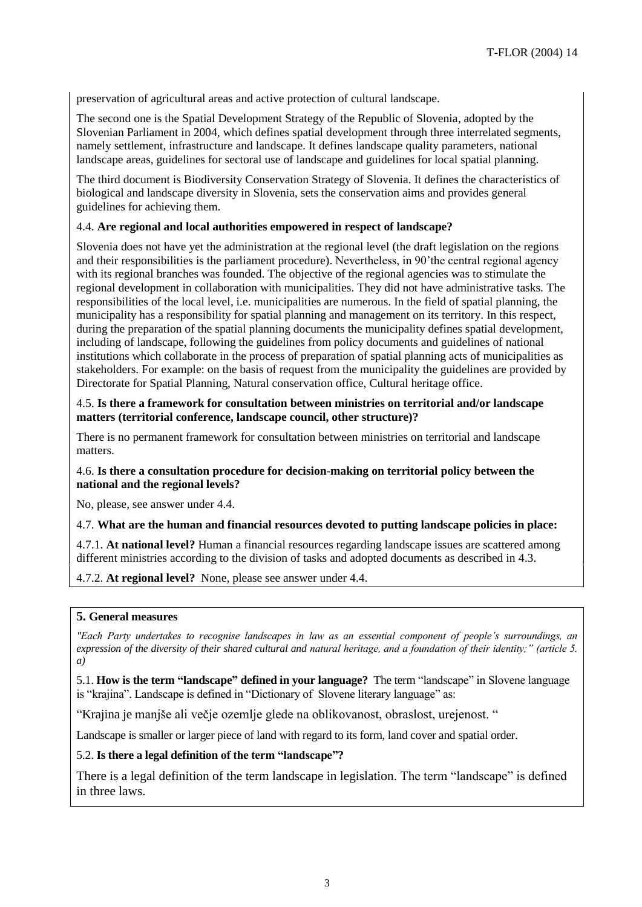preservation of agricultural areas and active protection of cultural landscape.

The second one is the Spatial Development Strategy of the Republic of Slovenia, adopted by the Slovenian Parliament in 2004, which defines spatial development through three interrelated segments, namely settlement, infrastructure and landscape. It defines landscape quality parameters, national landscape areas, guidelines for sectoral use of landscape and guidelines for local spatial planning.

The third document is Biodiversity Conservation Strategy of Slovenia. It defines the characteristics of biological and landscape diversity in Slovenia, sets the conservation aims and provides general guidelines for achieving them.

4.4. **Are regional and local authorities empowered in respect of landscape?**

Slovenia does not have yet the administration at the regional level (the draft legislation on the regions and their responsibilities is the parliament procedure). Nevertheless, in 90'the central regional agency with its regional branches was founded. The objective of the regional agencies was to stimulate the regional development in collaboration with municipalities. They did not have administrative tasks. The responsibilities of the local level, i.e. municipalities are numerous. In the field of spatial planning, the municipality has a responsibility for spatial planning and management on its territory. In this respect, during the preparation of the spatial planning documents the municipality defines spatial development, including of landscape, following the guidelines from policy documents and guidelines of national institutions which collaborate in the process of preparation of spatial planning acts of municipalities as stakeholders. For example: on the basis of request from the municipality the guidelines are provided by Directorate for Spatial Planning, Natural conservation office, Cultural heritage office.

4.5. **Is there a framework for consultation between ministries on territorial and/or landscape matters (territorial conference, landscape council, other structure)?**

There is no permanent framework for consultation between ministries on territorial and landscape matters.

4.6. **Is there a consultation procedure for decision-making on territorial policy between the national and the regional levels?**

No, please, see answer under 4.4.

4.7. **What are the human and financial resources devoted to putting landscape policies in place:**

4.7.1. **At national level?** Human a financial resources regarding landscape issues are scattered among different ministries according to the division of tasks and adopted documents as described in 4.3.

4.7.2. **At regional level?** None, please see answer under 4.4.

## 5. General measures

*"Each Party undertakes to recognise landscapes in law as an essential component of people's surroundings, an expression of the diversity of their shared cultural and natural heritage, and a foundation of their identity;" (article 5. a)*

5.1. **How is the term "landscape" defined in your language?** The term "landscape" in Slovene language is "krajina". Landscape is defined in "Dictionary of Slovene literary language" as:

"Krajina je manjše ali večje ozemlje glede na oblikovanost, obraslost, urejenost. "

Landscape is smaller or larger piece of land with regard to its form, land cover and spatial order.

5.2. **Is there a legal definition of the term "landscape"?**

There is a legal definition of the term landscape in legislation. The term "landscape" is defined in three laws.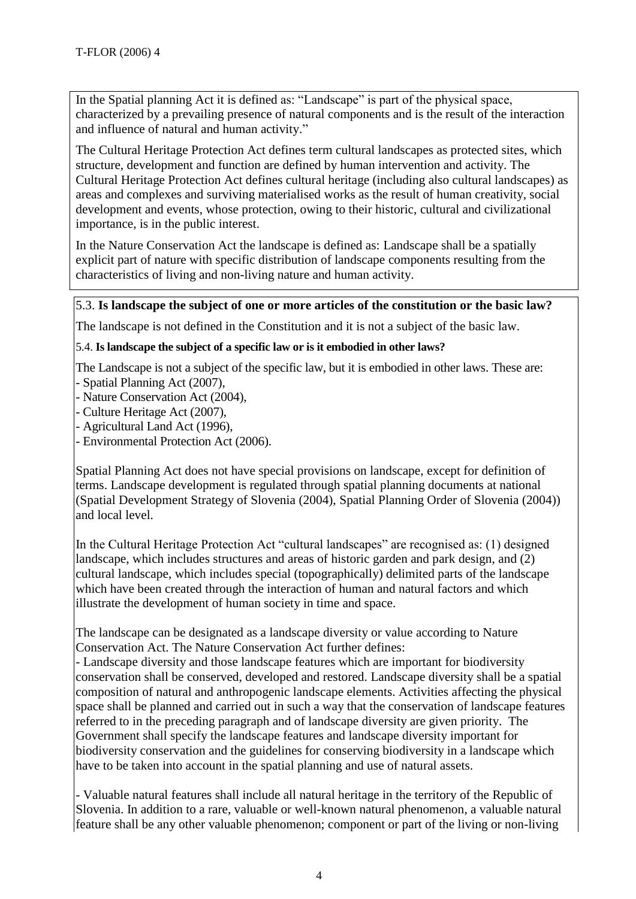In the Spatial planning Act it is defined as: "Landscape" is part of the physical space, characterized by a prevailing presence of natural components and is the result of the interaction and influence of natural and human activity."

The Cultural Heritage Protection Act defines term cultural landscapes as protected sites, which structure, development and function are defined by human intervention and activity. The Cultural Heritage Protection Act defines cultural heritage (including also cultural landscapes) as areas and complexes and surviving materialised works as the result of human creativity, social development and events, whose protection, owing to their historic, cultural and civilizational importance, is in the public interest.

In the Nature Conservation Act the landscape is defined as: Landscape shall be a spatially explicit part of nature with specific distribution of landscape components resulting from the characteristics of living and non-living nature and human activity.

5.3. **Is landscape the subject of one or more articles of the constitution or the basic law?**

The landscape is not defined in the Constitution and it is not a subject of the basic law.

5.4. **Is landscape the subject of a specific law or is it embodied in other laws?**

The Landscape is not a subject of the specific law, but it is embodied in other laws. These are:
- Spatial Planning Act (2007),
- Nature Conservation Act (2004),
- Culture Heritage Act (2007),
- Agricultural Land Act (1996),
- Environmental Protection Act (2006).

Spatial Planning Act does not have special provisions on landscape, except for definition of terms. Landscape development is regulated through spatial planning documents at national (Spatial Development Strategy of Slovenia (2004), Spatial Planning Order of Slovenia (2004)) and local level.

In the Cultural Heritage Protection Act "cultural landscapes" are recognised as: (1) designed landscape, which includes structures and areas of historic garden and park design, and (2) cultural landscape, which includes special (topographically) delimited parts of the landscape which have been created through the interaction of human and natural factors and which illustrate the development of human society in time and space.

The landscape can be designated as a landscape diversity or value according to Nature Conservation Act. The Nature Conservation Act further defines:
- Landscape diversity and those landscape features which are important for biodiversity conservation shall be conserved, developed and restored. Landscape diversity shall be a spatial composition of natural and anthropogenic landscape elements. Activities affecting the physical space shall be planned and carried out in such a way that the conservation of landscape features referred to in the preceding paragraph and of landscape diversity are given priority. The Government shall specify the landscape features and landscape diversity important for biodiversity conservation and the guidelines for conserving biodiversity in a landscape which have to be taken into account in the spatial planning and use of natural assets.

- Valuable natural features shall include all natural heritage in the territory of the Republic of Slovenia. In addition to a rare, valuable or well-known natural phenomenon, a valuable natural feature shall be any other valuable phenomenon; component or part of the living or non-living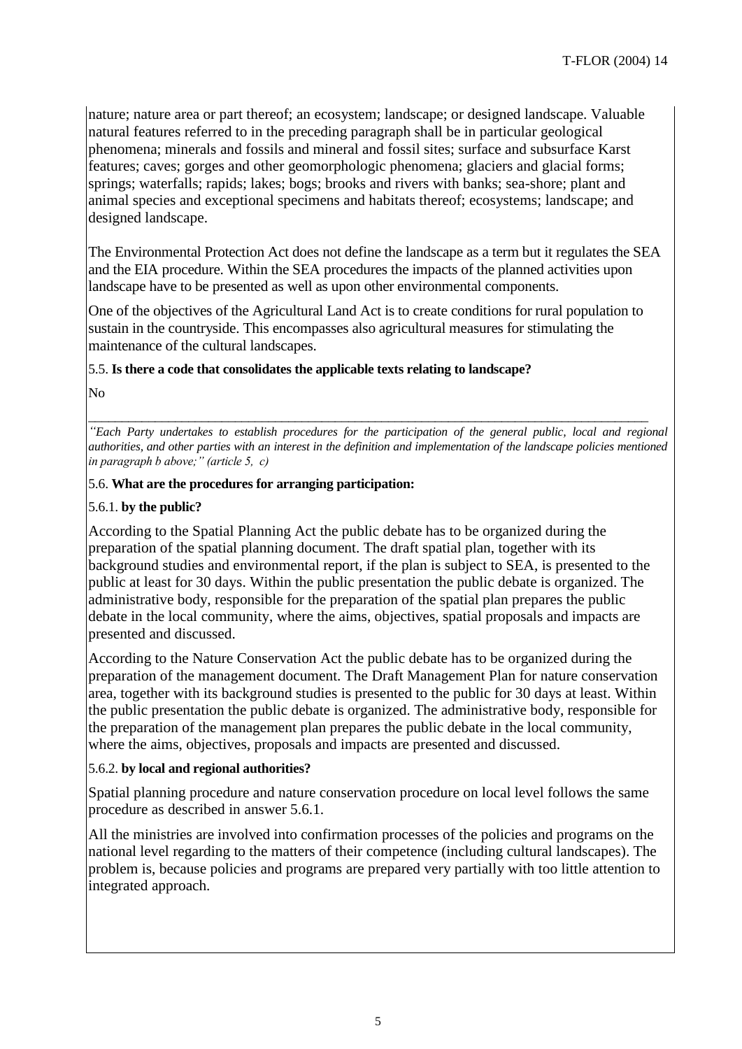nature; nature area or part thereof; an ecosystem; landscape; or designed landscape. Valuable natural features referred to in the preceding paragraph shall be in particular geological phenomena; minerals and fossils and mineral and fossil sites; surface and subsurface Karst features; caves; gorges and other geomorphologic phenomena; glaciers and glacial forms; springs; waterfalls; rapids; lakes; bogs; brooks and rivers with banks; sea-shore; plant and animal species and exceptional specimens and habitats thereof; ecosystems; landscape; and designed landscape.

The Environmental Protection Act does not define the landscape as a term but it regulates the SEA and the EIA procedure. Within the SEA procedures the impacts of the planned activities upon landscape have to be presented as well as upon other environmental components.

One of the objectives of the Agricultural Land Act is to create conditions for rural population to sustain in the countryside. This encompasses also agricultural measures for stimulating the maintenance of the cultural landscapes.

5.5. **Is there a code that consolidates the applicable texts relating to landscape?**

No

---

*"Each Party undertakes to establish procedures for the participation of the general public, local and regional authorities, and other parties with an interest in the definition and implementation of the landscape policies mentioned in paragraph b above;" (article 5, c)*

5.6. **What are the procedures for arranging participation:**

5.6.1. **by the public?**

According to the Spatial Planning Act the public debate has to be organized during the preparation of the spatial planning document. The draft spatial plan, together with its background studies and environmental report, if the plan is subject to SEA, is presented to the public at least for 30 days. Within the public presentation the public debate is organized. The administrative body, responsible for the preparation of the spatial plan prepares the public debate in the local community, where the aims, objectives, spatial proposals and impacts are presented and discussed.

According to the Nature Conservation Act the public debate has to be organized during the preparation of the management document. The Draft Management Plan for nature conservation area, together with its background studies is presented to the public for 30 days at least. Within the public presentation the public debate is organized. The administrative body, responsible for the preparation of the management plan prepares the public debate in the local community, where the aims, objectives, proposals and impacts are presented and discussed.

5.6.2. **by local and regional authorities?**

Spatial planning procedure and nature conservation procedure on local level follows the same procedure as described in answer 5.6.1.

All the ministries are involved into confirmation processes of the policies and programs on the national level regarding to the matters of their competence (including cultural landscapes). The problem is, because policies and programs are prepared very partially with too little attention to integrated approach.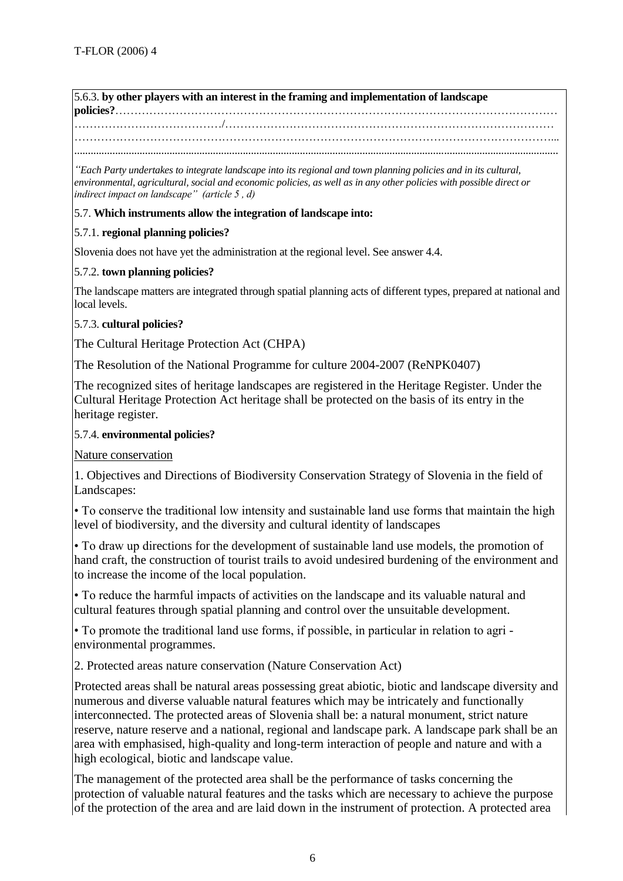5.6.3. **by other players with an interest in the framing and implementation of landscape policies?**………………………………………………………………………………………………… …………………………………/………………………………………………………………………… ……………………………………………………………………………………………………………... ...............................................................................................................................................................

*"Each Party undertakes to integrate landscape into its regional and town planning policies and in its cultural, environmental, agricultural, social and economic policies, as well as in any other policies with possible direct or indirect impact on landscape" (article 5 , d)*

5.7. **Which instruments allow the integration of landscape into:**

5.7.1. **regional planning policies?**

Slovenia does not have yet the administration at the regional level. See answer 4.4.

5.7.2. **town planning policies?**

The landscape matters are integrated through spatial planning acts of different types, prepared at national and local levels.

5.7.3. **cultural policies?**

The Cultural Heritage Protection Act (CHPA)

The Resolution of the National Programme for culture 2004-2007 (ReNPK0407)

The recognized sites of heritage landscapes are registered in the Heritage Register. Under the Cultural Heritage Protection Act heritage shall be protected on the basis of its entry in the heritage register.

5.7.4. **environmental policies?**

Nature conservation

1. Objectives and Directions of Biodiversity Conservation Strategy of Slovenia in the field of Landscapes:

• To conserve the traditional low intensity and sustainable land use forms that maintain the high level of biodiversity, and the diversity and cultural identity of landscapes

• To draw up directions for the development of sustainable land use models, the promotion of hand craft, the construction of tourist trails to avoid undesired burdening of the environment and to increase the income of the local population.

• To reduce the harmful impacts of activities on the landscape and its valuable natural and cultural features through spatial planning and control over the unsuitable development.

• To promote the traditional land use forms, if possible, in particular in relation to agri - environmental programmes.

2. Protected areas nature conservation (Nature Conservation Act)

Protected areas shall be natural areas possessing great abiotic, biotic and landscape diversity and numerous and diverse valuable natural features which may be intricately and functionally interconnected. The protected areas of Slovenia shall be: a natural monument, strict nature reserve, nature reserve and a national, regional and landscape park. A landscape park shall be an area with emphasised, high-quality and long-term interaction of people and nature and with a high ecological, biotic and landscape value.

The management of the protected area shall be the performance of tasks concerning the protection of valuable natural features and the tasks which are necessary to achieve the purpose of the protection of the area and are laid down in the instrument of protection. A protected area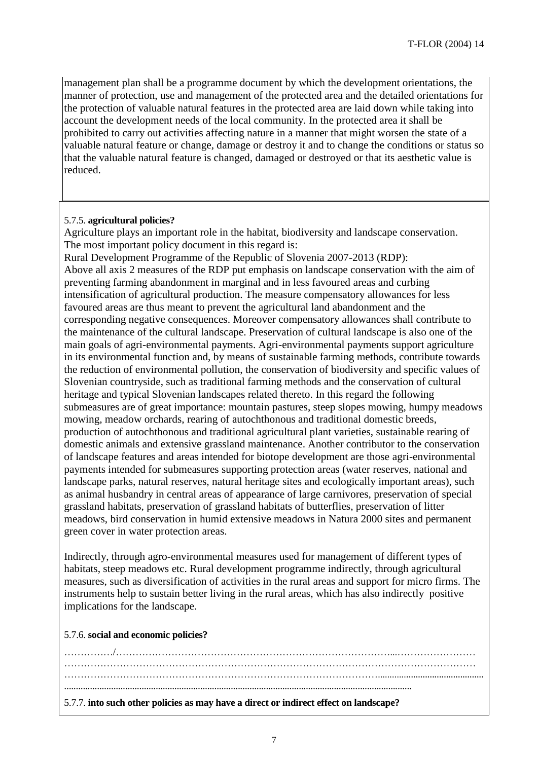management plan shall be a programme document by which the development orientations, the manner of protection, use and management of the protected area and the detailed orientations for the protection of valuable natural features in the protected area are laid down while taking into account the development needs of the local community. In the protected area it shall be prohibited to carry out activities affecting nature in a manner that might worsen the state of a valuable natural feature or change, damage or destroy it and to change the conditions or status so that the valuable natural feature is changed, damaged or destroyed or that its aesthetic value is reduced.

5.7.5. **agricultural policies?**

Agriculture plays an important role in the habitat, biodiversity and landscape conservation. The most important policy document in this regard is:

Rural Development Programme of the Republic of Slovenia 2007-2013 (RDP):

Above all axis 2 measures of the RDP put emphasis on landscape conservation with the aim of preventing farming abandonment in marginal and in less favoured areas and curbing intensification of agricultural production. The measure compensatory allowances for less favoured areas are thus meant to prevent the agricultural land abandonment and the corresponding negative consequences. Moreover compensatory allowances shall contribute to the maintenance of the cultural landscape. Preservation of cultural landscape is also one of the main goals of agri-environmental payments. Agri-environmental payments support agriculture in its environmental function and, by means of sustainable farming methods, contribute towards the reduction of environmental pollution, the conservation of biodiversity and specific values of Slovenian countryside, such as traditional farming methods and the conservation of cultural heritage and typical Slovenian landscapes related thereto. In this regard the following submeasures are of great importance: mountain pastures, steep slopes mowing, humpy meadows mowing, meadow orchards, rearing of autochthonous and traditional domestic breeds, production of autochthonous and traditional agricultural plant varieties, sustainable rearing of domestic animals and extensive grassland maintenance. Another contributor to the conservation of landscape features and areas intended for biotope development are those agri-environmental payments intended for submeasures supporting protection areas (water reserves, national and landscape parks, natural reserves, natural heritage sites and ecologically important areas), such as animal husbandry in central areas of appearance of large carnivores, preservation of special grassland habitats, preservation of grassland habitats of butterflies, preservation of litter meadows, bird conservation in humid extensive meadows in Natura 2000 sites and permanent green cover in water protection areas.

Indirectly, through agro-environmental measures used for management of different types of habitats, steep meadows etc. Rural development programme indirectly, through agricultural measures, such as diversification of activities in the rural areas and support for micro firms. The instruments help to sustain better living in the rural areas, which has also indirectly positive implications for the landscape.

5.7.6. **social and economic policies?**

……………/…………………………………………………………………………………………………………

5.7.7. **into such other policies as may have a direct or indirect effect on landscape?**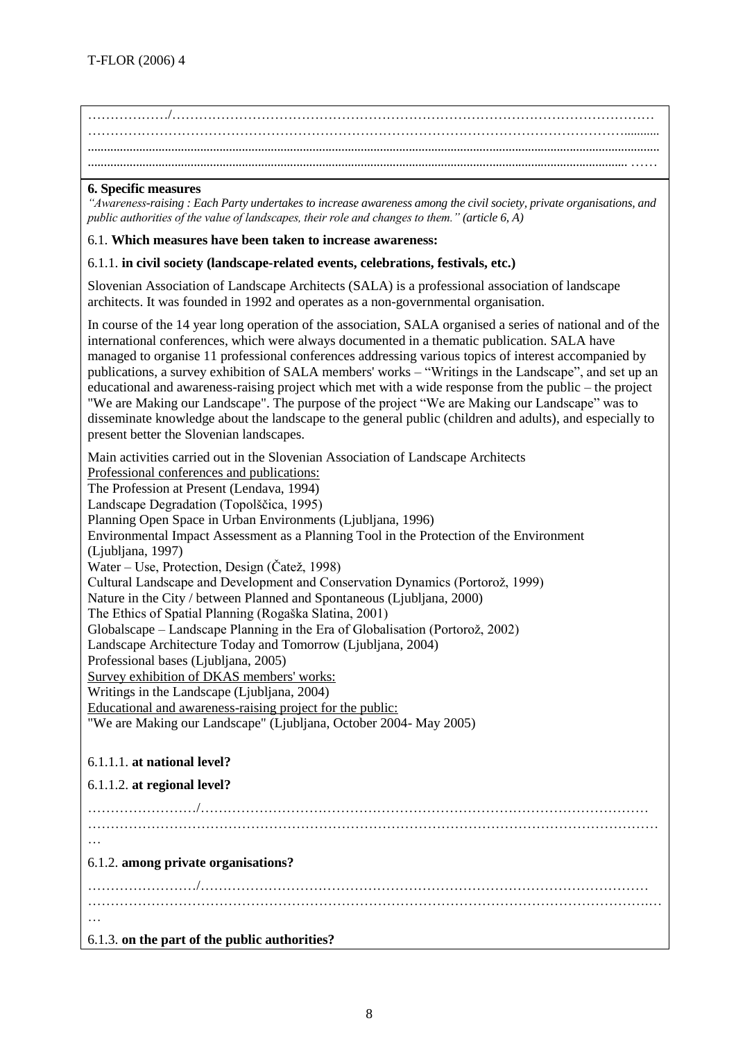………………/…………………………………………………………………………………………………
……………………………………………………………………………………………………………...........
..........................................................................................................................................................................
........................................................................................................................................................ ……

**6. Specific measures**

*"Awareness-raising : Each Party undertakes to increase awareness among the civil society, private organisations, and public authorities of the value of landscapes, their role and changes to them." (article 6, A)*

6.1. **Which measures have been taken to increase awareness:**

6.1.1. **in civil society (landscape-related events, celebrations, festivals, etc.)**

Slovenian Association of Landscape Architects (SALA) is a professional association of landscape architects. It was founded in 1992 and operates as a non-governmental organisation.

In course of the 14 year long operation of the association, SALA organised a series of national and of the international conferences, which were always documented in a thematic publication. SALA have managed to organise 11 professional conferences addressing various topics of interest accompanied by publications, a survey exhibition of SALA members' works – "Writings in the Landscape", and set up an educational and awareness-raising project which met with a wide response from the public – the project "We are Making our Landscape". The purpose of the project "We are Making our Landscape" was to disseminate knowledge about the landscape to the general public (children and adults), and especially to present better the Slovenian landscapes.

Main activities carried out in the Slovenian Association of Landscape Architects
Professional conferences and publications:
The Profession at Present (Lendava, 1994)
Landscape Degradation (Topolščica, 1995)
Planning Open Space in Urban Environments (Ljubljana, 1996)
Environmental Impact Assessment as a Planning Tool in the Protection of the Environment (Ljubljana, 1997)
Water – Use, Protection, Design (Čatež, 1998)
Cultural Landscape and Development and Conservation Dynamics (Portorož, 1999)
Nature in the City / between Planned and Spontaneous (Ljubljana, 2000)
The Ethics of Spatial Planning (Rogaška Slatina, 2001)
Globalscape – Landscape Planning in the Era of Globalisation (Portorož, 2002)
Landscape Architecture Today and Tomorrow (Ljubljana, 2004)
Professional bases (Ljubljana, 2005)
Survey exhibition of DKAS members' works:
Writings in the Landscape (Ljubljana, 2004)
Educational and awareness-raising project for the public:
"We are Making our Landscape" (Ljubljana, October 2004- May 2005)

6.1.1.1. **at national level?**

6.1.1.2. **at regional level?**

……………………/………………………………………………………………………………………
……………………………………………………………………………………………………………
…

6.1.2. **among private organisations?**

……………………/………………………………………………………………………………………
……………………………………………………………………………………………………………
…

6.1.3. **on the part of the public authorities?**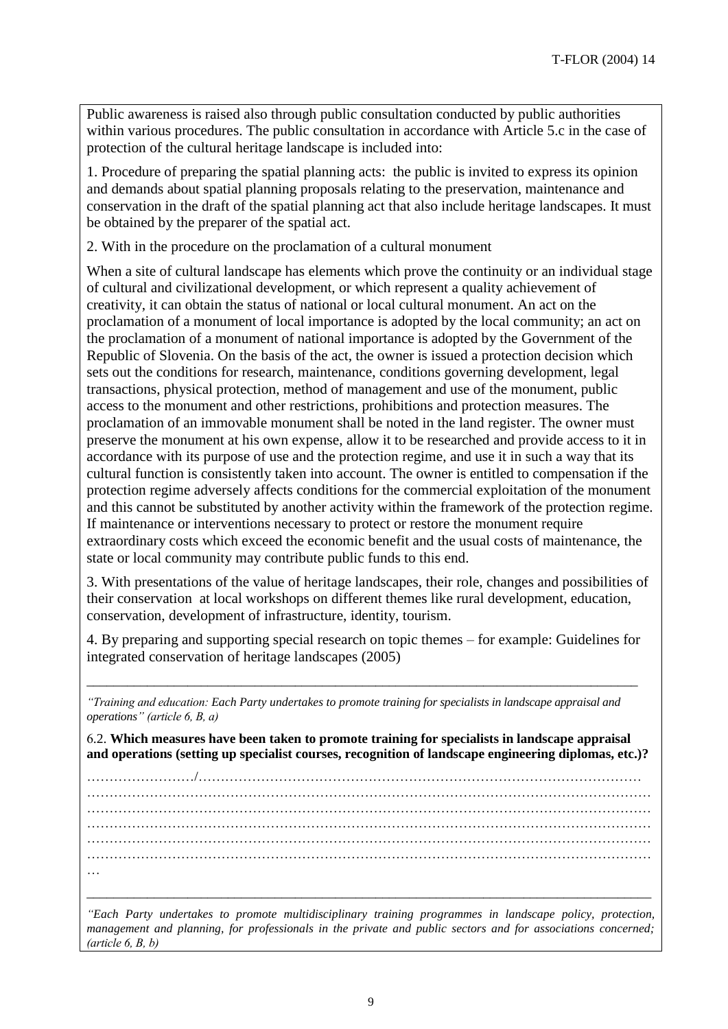Public awareness is raised also through public consultation conducted by public authorities within various procedures. The public consultation in accordance with Article 5.c in the case of protection of the cultural heritage landscape is included into:

1. Procedure of preparing the spatial planning acts: the public is invited to express its opinion and demands about spatial planning proposals relating to the preservation, maintenance and conservation in the draft of the spatial planning act that also include heritage landscapes. It must be obtained by the preparer of the spatial act.

2. With in the procedure on the proclamation of a cultural monument

When a site of cultural landscape has elements which prove the continuity or an individual stage of cultural and civilizational development, or which represent a quality achievement of creativity, it can obtain the status of national or local cultural monument. An act on the proclamation of a monument of local importance is adopted by the local community; an act on the proclamation of a monument of national importance is adopted by the Government of the Republic of Slovenia. On the basis of the act, the owner is issued a protection decision which sets out the conditions for research, maintenance, conditions governing development, legal transactions, physical protection, method of management and use of the monument, public access to the monument and other restrictions, prohibitions and protection measures. The proclamation of an immovable monument shall be noted in the land register. The owner must preserve the monument at his own expense, allow it to be researched and provide access to it in accordance with its purpose of use and the protection regime, and use it in such a way that its cultural function is consistently taken into account. The owner is entitled to compensation if the protection regime adversely affects conditions for the commercial exploitation of the monument and this cannot be substituted by another activity within the framework of the protection regime. If maintenance or interventions necessary to protect or restore the monument require extraordinary costs which exceed the economic benefit and the usual costs of maintenance, the state or local community may contribute public funds to this end.

3. With presentations of the value of heritage landscapes, their role, changes and possibilities of their conservation at local workshops on different themes like rural development, education, conservation, development of infrastructure, identity, tourism.

4. By preparing and supporting special research on topic themes – for example: Guidelines for integrated conservation of heritage landscapes (2005)

---

*"Training and education: Each Party undertakes to promote training for specialists in landscape appraisal and operations" (article 6, B, a)*

6.2. **Which measures have been taken to promote training for specialists in landscape appraisal and operations (setting up specialist courses, recognition of landscape engineering diplomas, etc.)?**

……………………/……………………………………………………………………………………
…………………………………………………………………………………………………………
…………………………………………………………………………………………………………
…………………………………………………………………………………………………………
…………………………………………………………………………………………………………
…………………………………………………………………………………………………………
…

---

*"Each Party undertakes to promote multidisciplinary training programmes in landscape policy, protection, management and planning, for professionals in the private and public sectors and for associations concerned; (article 6, B, b)*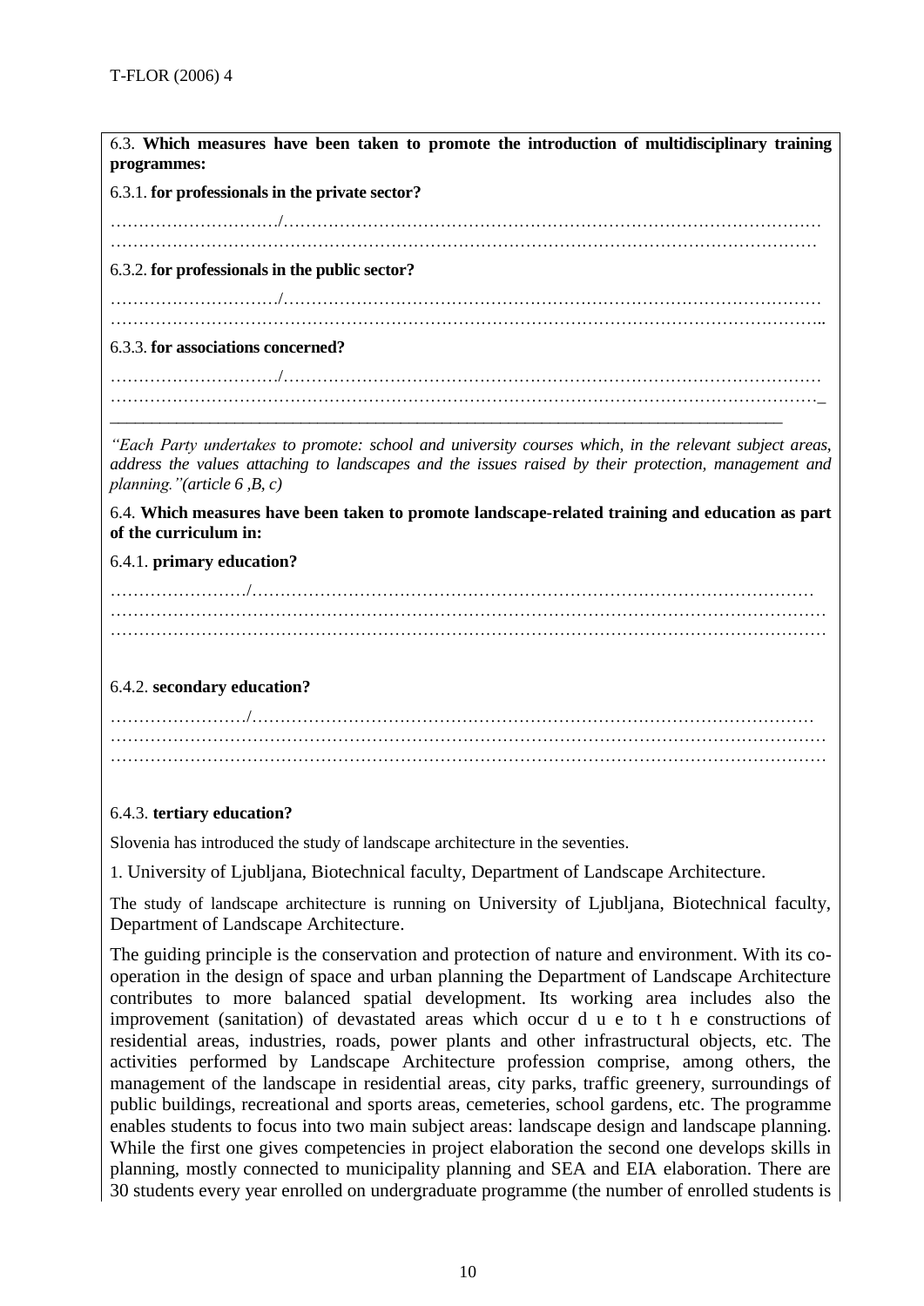6.3. **Which measures have been taken to promote the introduction of multidisciplinary training programmes:**

6.3.1. **for professionals in the private sector?**

………………………/……………………………………………………………………………………
……………………………………………………………………………………………………………

6.3.2. **for professionals in the public sector?**

………………………/……………………………………………………………………………………
……………………………………………………………………………………………………………..

6.3.3. **for associations concerned?**

………………………/……………………………………………………………………………………
……………………………………………………………………………………………………………_

---

*"Each Party undertakes to promote: school and university courses which, in the relevant subject areas, address the values attaching to landscapes and the issues raised by their protection, management and planning."(article 6 ,B, c)*

6.4. **Which measures have been taken to promote landscape-related training and education as part of the curriculum in:**

6.4.1. **primary education?**

……………………/……………………………………………………………………………………
……………………………………………………………………………………………………………
……………………………………………………………………………………………………………

6.4.2. **secondary education?**

……………………/……………………………………………………………………………………
……………………………………………………………………………………………………………
……………………………………………………………………………………………………………

6.4.3. **tertiary education?**

Slovenia has introduced the study of landscape architecture in the seventies.

1. University of Ljubljana, Biotechnical faculty, Department of Landscape Architecture.

The study of landscape architecture is running on University of Ljubljana, Biotechnical faculty, Department of Landscape Architecture.

The guiding principle is the conservation and protection of nature and environment. With its co-operation in the design of space and urban planning the Department of Landscape Architecture contributes to more balanced spatial development. Its working area includes also the improvement (sanitation) of devastated areas which occur due to the constructions of residential areas, industries, roads, power plants and other infrastructural objects, etc. The activities performed by Landscape Architecture profession comprise, among others, the management of the landscape in residential areas, city parks, traffic greenery, surroundings of public buildings, recreational and sports areas, cemeteries, school gardens, etc. The programme enables students to focus into two main subject areas: landscape design and landscape planning. While the first one gives competencies in project elaboration the second one develops skills in planning, mostly connected to municipality planning and SEA and EIA elaboration. There are 30 students every year enrolled on undergraduate programme (the number of enrolled students is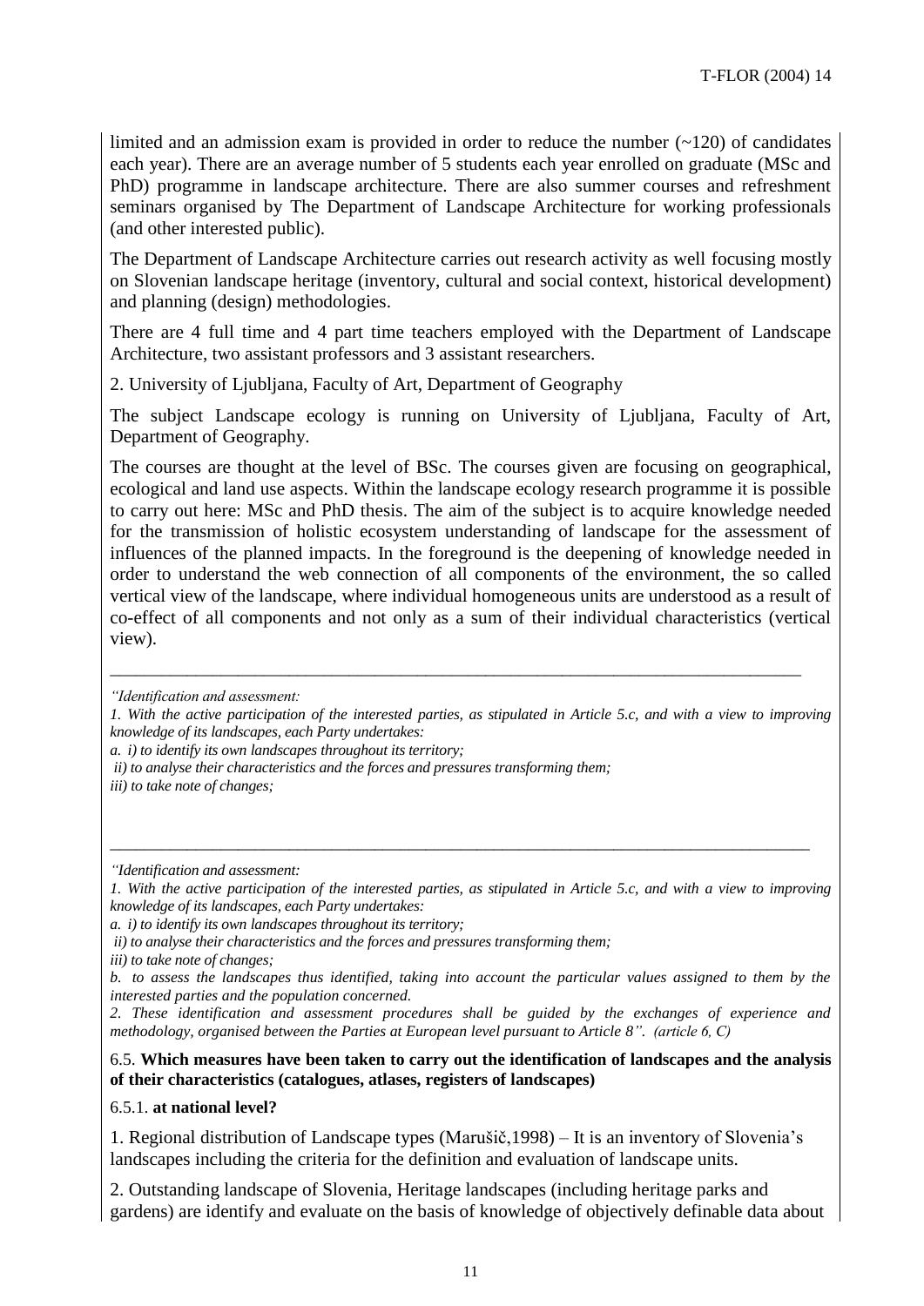limited and an admission exam is provided in order to reduce the number (~120) of candidates each year). There are an average number of 5 students each year enrolled on graduate (MSc and PhD) programme in landscape architecture. There are also summer courses and refreshment seminars organised by The Department of Landscape Architecture for working professionals (and other interested public).

The Department of Landscape Architecture carries out research activity as well focusing mostly on Slovenian landscape heritage (inventory, cultural and social context, historical development) and planning (design) methodologies.

There are 4 full time and 4 part time teachers employed with the Department of Landscape Architecture, two assistant professors and 3 assistant researchers.

2. University of Ljubljana, Faculty of Art, Department of Geography

The subject Landscape ecology is running on University of Ljubljana, Faculty of Art, Department of Geography.

The courses are thought at the level of BSc. The courses given are focusing on geographical, ecological and land use aspects. Within the landscape ecology research programme it is possible to carry out here: MSc and PhD thesis. The aim of the subject is to acquire knowledge needed for the transmission of holistic ecosystem understanding of landscape for the assessment of influences of the planned impacts. In the foreground is the deepening of knowledge needed in order to understand the web connection of all components of the environment, the so called vertical view of the landscape, where individual homogeneous units are understood as a result of co-effect of all components and not only as a sum of their individual characteristics (vertical view).

---

*"Identification and assessment:*

*1. With the active participation of the interested parties, as stipulated in Article 5.c, and with a view to improving knowledge of its landscapes, each Party undertakes:*

*a. i) to identify its own landscapes throughout its territory;*

*ii) to analyse their characteristics and the forces and pressures transforming them;*

*iii) to take note of changes;*

---

*"Identification and assessment:*

*1. With the active participation of the interested parties, as stipulated in Article 5.c, and with a view to improving knowledge of its landscapes, each Party undertakes:*

*a. i) to identify its own landscapes throughout its territory;*

*ii) to analyse their characteristics and the forces and pressures transforming them;*

*iii) to take note of changes;*

*b. to assess the landscapes thus identified, taking into account the particular values assigned to them by the interested parties and the population concerned.*

*2. These identification and assessment procedures shall be guided by the exchanges of experience and methodology, organised between the Parties at European level pursuant to Article 8". (article 6, C)*

6.5. **Which measures have been taken to carry out the identification of landscapes and the analysis of their characteristics (catalogues, atlases, registers of landscapes)**

6.5.1. **at national level?**

1. Regional distribution of Landscape types (Marušič,1998) – It is an inventory of Slovenia's landscapes including the criteria for the definition and evaluation of landscape units.

2. Outstanding landscape of Slovenia, Heritage landscapes (including heritage parks and gardens) are identify and evaluate on the basis of knowledge of objectively definable data about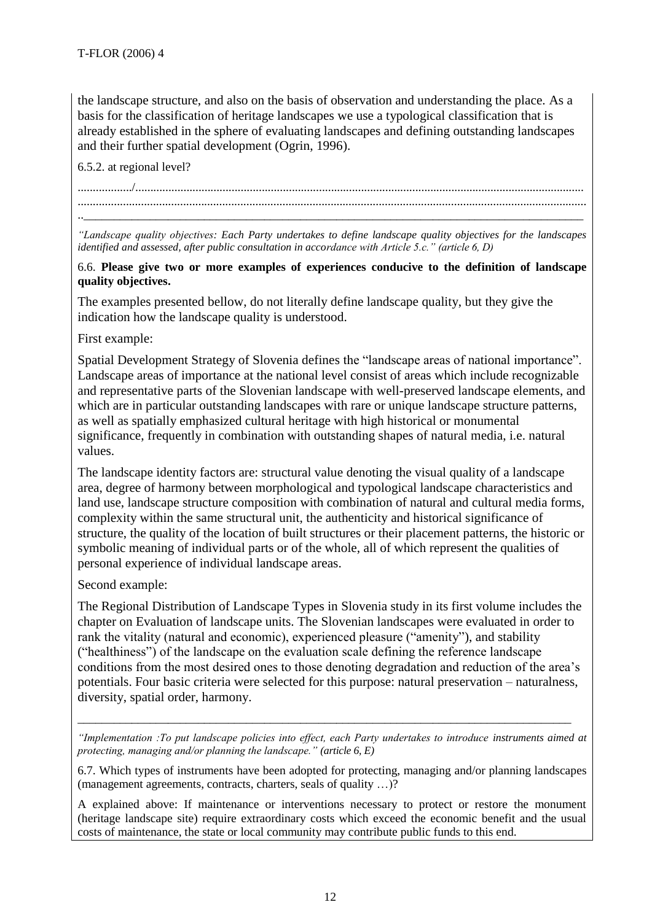the landscape structure, and also on the basis of observation and understanding the place. As a basis for the classification of heritage landscapes we use a typological classification that is already established in the sphere of evaluating landscapes and defining outstanding landscapes and their further spatial development (Ogrin, 1996).

6.5.2. at regional level?

................./.................................................................................................................................................. .................................................................................................................................................................... ..

---

*"Landscape quality objectives: Each Party undertakes to define landscape quality objectives for the landscapes identified and assessed, after public consultation in accordance with Article 5.c." (article 6, D)*

6.6. **Please give two or more examples of experiences conducive to the definition of landscape quality objectives.**

The examples presented bellow, do not literally define landscape quality, but they give the indication how the landscape quality is understood.

First example:

Spatial Development Strategy of Slovenia defines the "landscape areas of national importance". Landscape areas of importance at the national level consist of areas which include recognizable and representative parts of the Slovenian landscape with well-preserved landscape elements, and which are in particular outstanding landscapes with rare or unique landscape structure patterns, as well as spatially emphasized cultural heritage with high historical or monumental significance, frequently in combination with outstanding shapes of natural media, i.e. natural values.

The landscape identity factors are: structural value denoting the visual quality of a landscape area, degree of harmony between morphological and typological landscape characteristics and land use, landscape structure composition with combination of natural and cultural media forms, complexity within the same structural unit, the authenticity and historical significance of structure, the quality of the location of built structures or their placement patterns, the historic or symbolic meaning of individual parts or of the whole, all of which represent the qualities of personal experience of individual landscape areas.

Second example:

The Regional Distribution of Landscape Types in Slovenia study in its first volume includes the chapter on Evaluation of landscape units. The Slovenian landscapes were evaluated in order to rank the vitality (natural and economic), experienced pleasure ("amenity"), and stability ("healthiness") of the landscape on the evaluation scale defining the reference landscape conditions from the most desired ones to those denoting degradation and reduction of the area's potentials. Four basic criteria were selected for this purpose: natural preservation – naturalness, diversity, spatial order, harmony.

---

*"Implementation :To put landscape policies into effect, each Party undertakes to introduce instruments aimed at protecting, managing and/or planning the landscape." (article 6, E)*

6.7. Which types of instruments have been adopted for protecting, managing and/or planning landscapes (management agreements, contracts, charters, seals of quality …)?

A explained above: If maintenance or interventions necessary to protect or restore the monument (heritage landscape site) require extraordinary costs which exceed the economic benefit and the usual costs of maintenance, the state or local community may contribute public funds to this end.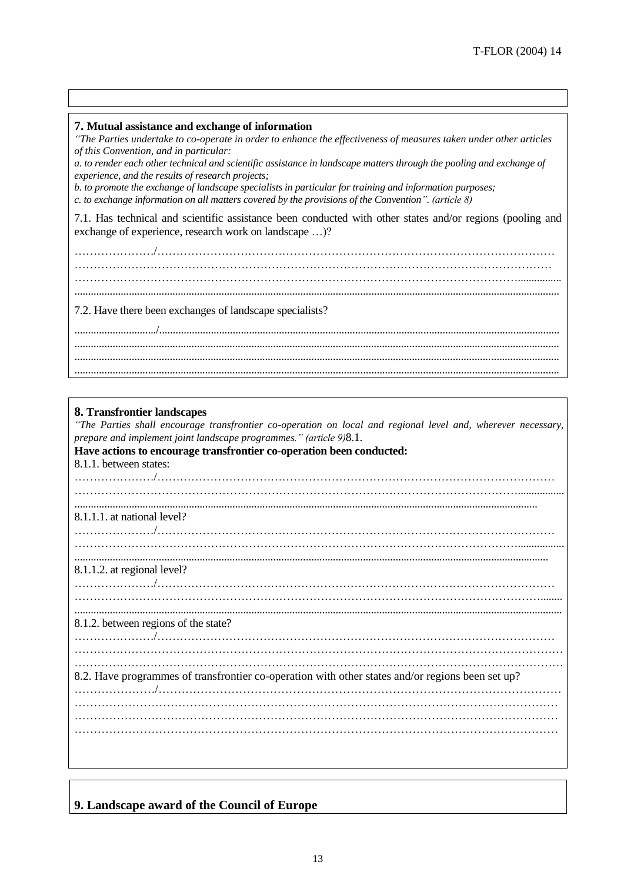## 7. Mutual assistance and exchange of information

*"The Parties undertake to co-operate in order to enhance the effectiveness of measures taken under other articles of this Convention, and in particular:*

*a. to render each other technical and scientific assistance in landscape matters through the pooling and exchange of experience, and the results of research projects;*

*b. to promote the exchange of landscape specialists in particular for training and information purposes;*

*c. to exchange information on all matters covered by the provisions of the Convention". (article 8)*

7.1. Has technical and scientific assistance been conducted with other states and/or regions (pooling and exchange of experience, research work on landscape …)?

…………………/……………………………………………………………………………………………
……………………………………………………………………………………………………………
……………………………………………………………………………………………………………
……………………………………………………………………………………………………………

7.2. Have there been exchanges of landscape specialists?

…………………/……………………………………………………………………………………………
……………………………………………………………………………………………………………
……………………………………………………………………………………………………………
……………………………………………………………………………………………………………

## 8. Transfrontier landscapes

*"The Parties shall encourage transfrontier co-operation on local and regional level and, wherever necessary, prepare and implement joint landscape programmes." (article 9)*8.1.

**Have actions to encourage transfrontier co-operation been conducted:**

8.1.1. between states:

…………………/……………………………………………………………………………………………
……………………………………………………………………………………………………………
……………………………………………………………………………………………………………

8.1.1.1. at national level?

…………………/……………………………………………………………………………………………
……………………………………………………………………………………………………………
……………………………………………………………………………………………………………

8.1.1.2. at regional level?

…………………/……………………………………………………………………………………………
……………………………………………………………………………………………………………
……………………………………………………………………………………………………………

8.1.2. between regions of the state?

…………………/……………………………………………………………………………………………
……………………………………………………………………………………………………………
……………………………………………………………………………………………………………

8.2. Have programmes of transfrontier co-operation with other states and/or regions been set up?

…………………/……………………………………………………………………………………………
……………………………………………………………………………………………………………
……………………………………………………………………………………………………………
……………………………………………………………………………………………………………

## 9. Landscape award of the Council of Europe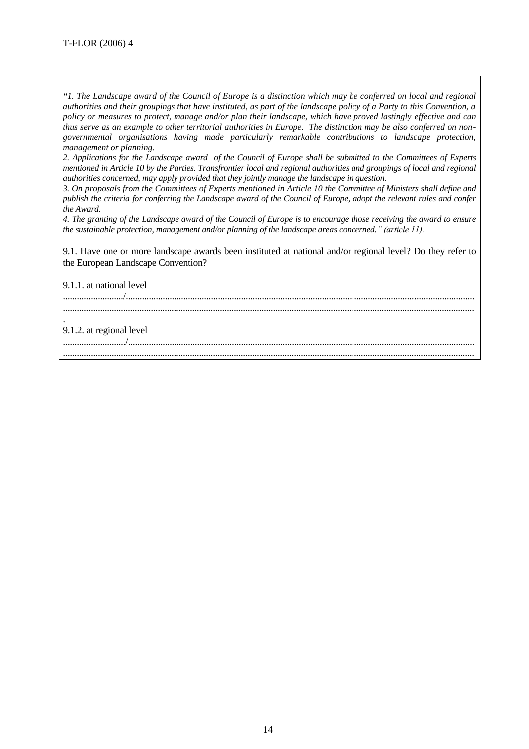*"1. The Landscape award of the Council of Europe is a distinction which may be conferred on local and regional authorities and their groupings that have instituted, as part of the landscape policy of a Party to this Convention, a policy or measures to protect, manage and/or plan their landscape, which have proved lastingly effective and can thus serve as an example to other territorial authorities in Europe. The distinction may be also conferred on non-governmental organisations having made particularly remarkable contributions to landscape protection, management or planning.*

*2. Applications for the Landscape award of the Council of Europe shall be submitted to the Committees of Experts mentioned in Article 10 by the Parties. Transfrontier local and regional authorities and groupings of local and regional authorities concerned, may apply provided that they jointly manage the landscape in question.*

*3. On proposals from the Committees of Experts mentioned in Article 10 the Committee of Ministers shall define and publish the criteria for conferring the Landscape award of the Council of Europe, adopt the relevant rules and confer the Award.*

*4. The granting of the Landscape award of the Council of Europe is to encourage those receiving the award to ensure the sustainable protection, management and/or planning of the landscape areas concerned." (article 11).*

9.1. Have one or more landscape awards been instituted at national and/or regional level? Do they refer to the European Landscape Convention?

9.1.1. at national level

........................../..............................................................................................................................................

...............................................................................................................................................................

9.1.2. at regional level

........................../..............................................................................................................................................

...............................................................................................................................................................